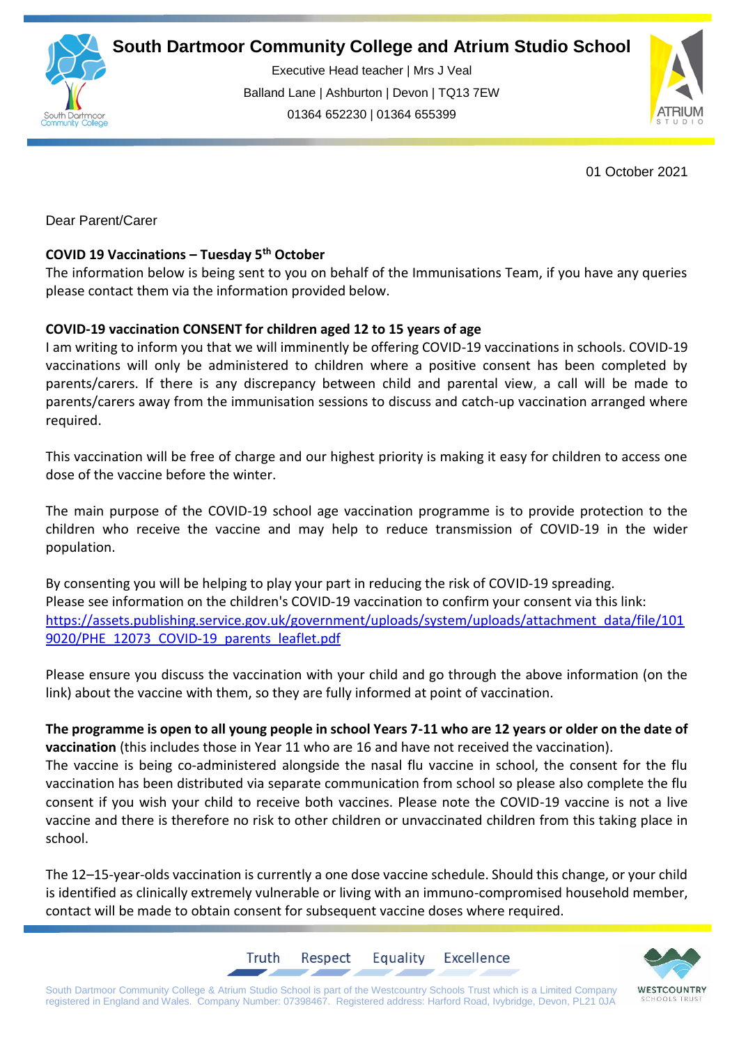# South Dartmoor Community College and Atrium Studio School

Executive Head teacher | Mrs J Veal

Balland Lane | Ashburton | Devon | TQ13 7EW

01364 652230 | 01364 655399

01 October 2021

Dear Parent/Carer

**COVID 19 Vaccinations – Tuesday 5th October**

The information below is being sent to you on behalf of the Immunisations Team, if you have any queries please contact them via the information provided below.

**COVID-19 vaccination CONSENT for children aged 12 to 15 years of age**

I am writing to inform you that we will imminently be offering COVID-19 vaccinations in schools. COVID-19 vaccinations will only be administered to children where a positive consent has been completed by parents/carers. If there is any discrepancy between child and parental view, a call will be made to parents/carers away from the immunisation sessions to discuss and catch-up vaccination arranged where required.

This vaccination will be free of charge and our highest priority is making it easy for children to access one dose of the vaccine before the winter.

The main purpose of the COVID-19 school age vaccination programme is to provide protection to the children who receive the vaccine and may help to reduce transmission of COVID-19 in the wider population.

By consenting you will be helping to play your part in reducing the risk of COVID-19 spreading.
Please see information on the children's COVID-19 vaccination to confirm your consent via this link:
https://assets.publishing.service.gov.uk/government/uploads/system/uploads/attachment_data/file/1019020/PHE_12073_COVID-19_parents_leaflet.pdf

Please ensure you discuss the vaccination with your child and go through the above information (on the link) about the vaccine with them, so they are fully informed at point of vaccination.

**The programme is open to all young people in school Years 7-11 who are 12 years or older on the date of vaccination** (this includes those in Year 11 who are 16 and have not received the vaccination).
The vaccine is being co-administered alongside the nasal flu vaccine in school, the consent for the flu vaccination has been distributed via separate communication from school so please also complete the flu consent if you wish your child to receive both vaccines. Please note the COVID-19 vaccine is not a live vaccine and there is therefore no risk to other children or unvaccinated children from this taking place in school.

The 12–15-year-olds vaccination is currently a one dose vaccine schedule. Should this change, or your child is identified as clinically extremely vulnerable or living with an immuno-compromised household member, contact will be made to obtain consent for subsequent vaccine doses where required.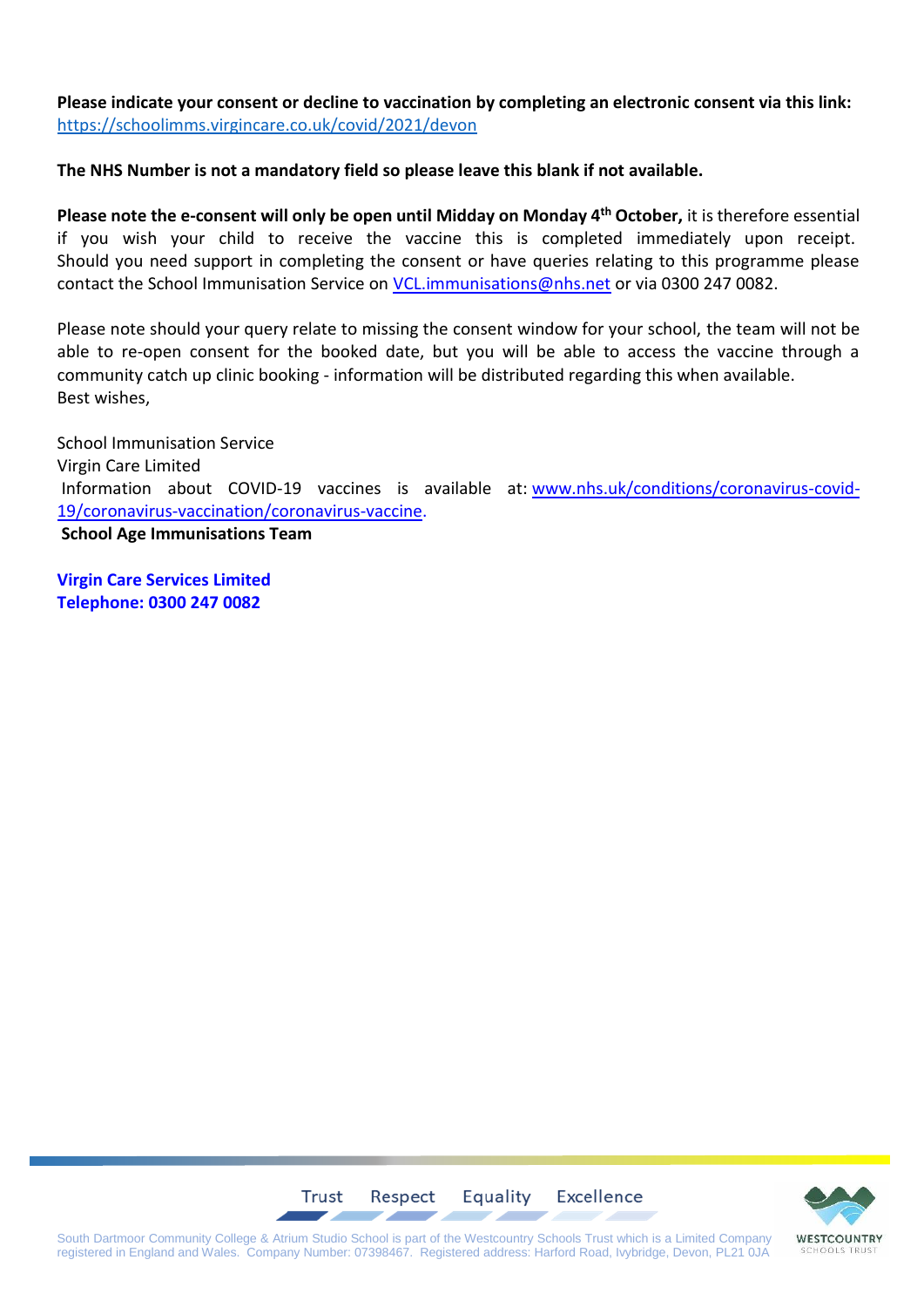**Please indicate your consent or decline to vaccination by completing an electronic consent via this link:** https://schoolimms.virgincare.co.uk/covid/2021/devon

**The NHS Number is not a mandatory field so please leave this blank if not available.**

**Please note the e-consent will only be open until Midday on Monday 4th October,** it is therefore essential if you wish your child to receive the vaccine this is completed immediately upon receipt. Should you need support in completing the consent or have queries relating to this programme please contact the School Immunisation Service on VCL.immunisations@nhs.net or via 0300 247 0082.

Please note should your query relate to missing the consent window for your school, the team will not be able to re-open consent for the booked date, but you will be able to access the vaccine through a community catch up clinic booking - information will be distributed regarding this when available.
Best wishes,

School Immunisation Service
Virgin Care Limited
Information about COVID-19 vaccines is available at: www.nhs.uk/conditions/coronavirus-covid-19/coronavirus-vaccination/coronavirus-vaccine.
**School Age Immunisations Team**

**Virgin Care Services Limited**
**Telephone: 0300 247 0082**

Trust Respect Equality Excellence

South Dartmoor Community College & Atrium Studio School is part of the Westcountry Schools Trust which is a Limited Company registered in England and Wales. Company Number: 07398467. Registered address: Harford Road, Ivybridge, Devon, PL21 0JA

WESTCOUNTRY SCHOOLS TRUST